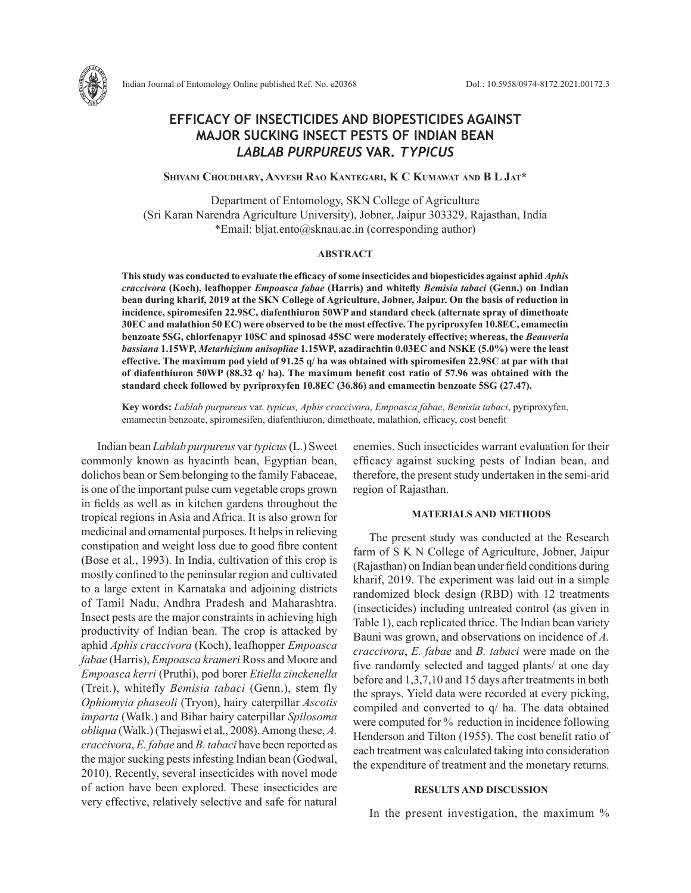# EFFICACY OF INSECTICIDES AND BIOPESTICIDES AGAINST MAJOR SUCKING INSECT PESTS OF INDIAN BEAN *LABLAB PURPUREUS* VAR. *TYPICUS*

**Shivani Choudhary, Anvesh Rao Kantegari, K C Kumawat and B L Jat***

Department of Entomology, SKN College of Agriculture
(Sri Karan Narendra Agriculture University), Jobner, Jaipur 303329, Rajasthan, India
*Email: bljat.ento@sknau.ac.in (corresponding author)

## ABSTRACT

**This study was conducted to evaluate the efficacy of some insecticides and biopesticides against aphid *Aphis craccivora* (Koch), leafhopper *Empoasca fabae* (Harris) and whitefly *Bemisia tabaci* (Genn.) on Indian bean during kharif, 2019 at the SKN College of Agriculture, Jobner, Jaipur. On the basis of reduction in incidence, spiromesifen 22.9SC, diafenthiuron 50WP and standard check (alternate spray of dimethoate 30EC and malathion 50 EC) were observed to be the most effective. The pyriproxyfen 10.8EC, emamectin benzoate 5SG, chlorfenapyr 10SC and spinosad 45SC were moderately effective; whereas, the *Beauveria bassiana* 1.15WP, *Metarhizium anisopliae* 1.15WP, azadirachtin 0.03EC and NSKE (5.0%) were the least effective. The maximum pod yield of 91.25 q/ ha was obtained with spiromesifen 22.9SC at par with that of diafenthiuron 50WP (88.32 q/ ha). The maximum benefit cost ratio of 57.96 was obtained with the standard check followed by pyriproxyfen 10.8EC (36.86) and emamectin benzoate 5SG (27.47).**

**Key words:** *Lablab purpureus* var. *typicus, Aphis craccivora*, *Empoasca fabae*, *Bemisia tabaci*, pyriproxyfen, emamectin benzoate, spiromesifen, diafenthiuron, dimethoate, malathion, efficacy, cost benefit

Indian bean *Lablab purpureus* var *typicus* (L.) Sweet commonly known as hyacinth bean, Egyptian bean, dolichos bean or Sem belonging to the family Fabaceae, is one of the important pulse cum vegetable crops grown in fields as well as in kitchen gardens throughout the tropical regions in Asia and Africa. It is also grown for medicinal and ornamental purposes. It helps in relieving constipation and weight loss due to good fibre content (Bose et al., 1993). In India, cultivation of this crop is mostly confined to the peninsular region and cultivated to a large extent in Karnataka and adjoining districts of Tamil Nadu, Andhra Pradesh and Maharashtra. Insect pests are the major constraints in achieving high productivity of Indian bean. The crop is attacked by aphid *Aphis craccivora* (Koch), leafhopper *Empoasca fabae* (Harris), *Empoasca krameri* Ross and Moore and *Empoasca kerri* (Pruthi), pod borer *Etiella zinckenella* (Treit.), whitefly *Bemisia tabaci* (Genn.), stem fly *Ophiomyia phaseoli* (Tryon), hairy caterpillar *Ascotis imparta* (WaIk.) and Bihar hairy caterpillar *Spilosoma obliqua* (Walk.) (Thejaswi et al., 2008). Among these, *A. craccivora*, *E. fabae* and *B. tabaci* have been reported as the major sucking pests infesting Indian bean (Godwal, 2010). Recently, several insecticides with novel mode of action have been explored. These insecticides are very effective, relatively selective and safe for natural enemies. Such insecticides warrant evaluation for their efficacy against sucking pests of Indian bean, and therefore, the present study undertaken in the semi-arid region of Rajasthan.

## MATERIALS AND METHODS

The present study was conducted at the Research farm of S K N College of Agriculture, Jobner, Jaipur (Rajasthan) on Indian bean under field conditions during kharif, 2019. The experiment was laid out in a simple randomized block design (RBD) with 12 treatments (insecticides) including untreated control (as given in Table 1), each replicated thrice. The Indian bean variety Bauni was grown, and observations on incidence of *A. craccivora*, *E. fabae* and *B. tabaci* were made on the five randomly selected and tagged plants/ at one day before and 1,3,7,10 and 15 days after treatments in both the sprays. Yield data were recorded at every picking, compiled and converted to q/ ha. The data obtained were computed for % reduction in incidence following Henderson and Tilton (1955). The cost benefit ratio of each treatment was calculated taking into consideration the expenditure of treatment and the monetary returns.

## RESULTS AND DISCUSSION

In the present investigation, the maximum %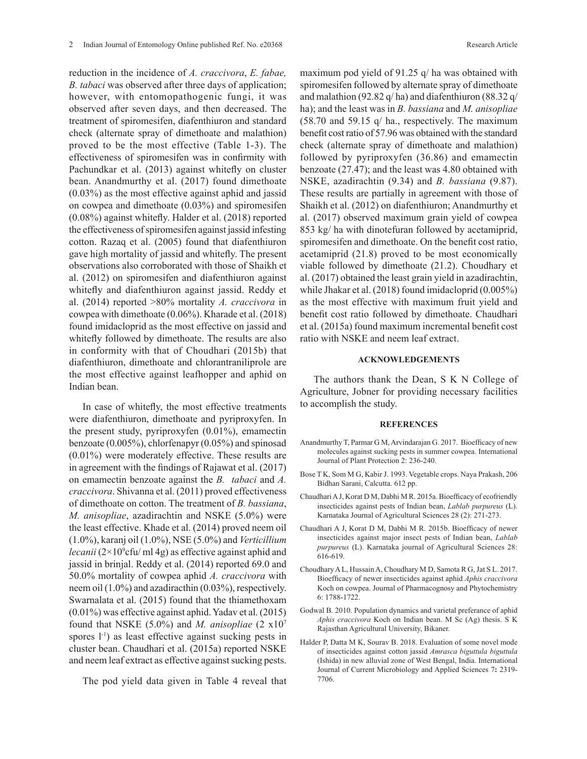reduction in the incidence of *A. craccivora*, *E. fabae, B. tabaci* was observed after three days of application; however, with entomopathogenic fungi, it was observed after seven days, and then decreased. The treatment of spiromesifen, diafenthiuron and standard check (alternate spray of dimethoate and malathion) proved to be the most effective (Table 1-3). The effectiveness of spiromesifen was in confirmity with Pachundkar et al. (2013) against whitefly on cluster bean. Anandmurthy et al. (2017) found dimethoate (0.03%) as the most effective against aphid and jassid on cowpea and dimethoate (0.03%) and spiromesifen (0.08%) against whitefly. Halder et al. (2018) reported the effectiveness of spiromesifen against jassid infesting cotton. Razaq et al. (2005) found that diafenthiuron gave high mortality of jassid and whitefly. The present observations also corroborated with those of Shaikh et al. (2012) on spiromesifen and diafenthiuron against whitefly and diafenthiuron against jassid. Reddy et al. (2014) reported >80% mortality *A. craccivora* in cowpea with dimethoate (0.06%). Kharade et al. (2018) found imidacloprid as the most effective on jassid and whitefly followed by dimethoate. The results are also in conformity with that of Choudhari (2015b) that diafenthiuron, dimethoate and chlorantraniliprole are the most effective against leafhopper and aphid on Indian bean.

In case of whitefly, the most effective treatments were diafenthiuron, dimethoate and pyriproxyfen. In the present study, pyriproxyfen (0.01%), emamectin benzoate (0.005%), chlorfenapyr (0.05%) and spinosad (0.01%) were moderately effective. These results are in agreement with the findings of Rajawat et al. (2017) on emamectin benzoate against the *B. tabaci* and *A. craccivora*. Shivanna et al. (2011) proved effectiveness of dimethoate on cotton. The treatment of *B. bassiana*, *M. anisopliae*, azadirachtin and NSKE (5.0%) were the least effective. Khade et al. (2014) proved neem oil (1.0%), karanj oil (1.0%), NSE (5.0%) and *Verticillium lecanii* ($2\times10^9$cfu/ ml 4g) as effective against aphid and jassid in brinjal. Reddy et al. (2014) reported 69.0 and 50.0% mortality of cowpea aphid *A. craccivora* with neem oil (1.0%) and azadiracthin (0.03%), respectively. Swarnalata et al. (2015) found that the thiamethoxam (0.01%) was effective against aphid. Yadav et al. (2015) found that NSKE (5.0%) and *M. anisopliae* ($2\ \text{x}10^7$ spores $l^{-1}$) as least effective against sucking pests in cluster bean. Chaudhari et al. (2015a) reported NSKE and neem leaf extract as effective against sucking pests.

The pod yield data given in Table 4 reveal that maximum pod yield of 91.25 q/ ha was obtained with spiromesifen followed by alternate spray of dimethoate and malathion (92.82 q/ ha) and diafenthiuron (88.32 q/ ha); and the least was in *B. bassiana* and *M. anisopliae* (58.70 and 59.15 q/ ha., respectively. The maximum benefit cost ratio of 57.96 was obtained with the standard check (alternate spray of dimethoate and malathion) followed by pyriproxyfen (36.86) and emamectin benzoate (27.47); and the least was 4.80 obtained with NSKE, azadirachtin (9.34) and *B. bassiana* (9.87). These results are partially in agreement with those of Shaikh et al. (2012) on diafenthiuron; Anandmurthy et al. (2017) observed maximum grain yield of cowpea 853 kg/ ha with dinotefuran followed by acetamiprid, spiromesifen and dimethoate. On the benefit cost ratio, acetamiprid (21.8) proved to be most economically viable followed by dimethoate (21.2). Choudhary et al. (2017) obtained the least grain yield in azadirachtin, while Jhakar et al. (2018) found imidacloprid (0.005%) as the most effective with maximum fruit yield and benefit cost ratio followed by dimethoate. Chaudhari et al. (2015a) found maximum incremental benefit cost ratio with NSKE and neem leaf extract.

## ACKNOWLEDGEMENTS

The authors thank the Dean, S K N College of Agriculture, Jobner for providing necessary facilities to accomplish the study.

## REFERENCES

Anandmurthy T, Parmar G M, Arvindarajan G. 2017. Bioefficacy of new molecules against sucking pests in summer cowpea. International Journal of Plant Protection 2: 236-240.

Bose T K, Som M G, Kabir J. 1993. Vegetable crops. Naya Prakash, 206 Bidhan Sarani, Calcutta. 612 pp.

Chaudhari A J, Korat D M, Dabhi M R. 2015a. Bioefficacy of ecofriendly insecticides against pests of Indian bean, *Lablab purpureus* (L). Karnataka Journal of Agricultural Sciences 28 (2): 271-273.

Chaudhari A J, Korat D M, Dabhi M R. 2015b. Bioefficacy of newer insecticides against major insect pests of Indian bean, *Lablab purpureus* (L). Karnataka journal of Agricultural Sciences 28: 616-619.

Choudhary A L, Hussain A, Choudhary M D, Samota R G, Jat S L. 2017. Bioefficacy of newer insecticides against aphid *Aphis craccivora* Koch on cowpea. Journal of Pharmacognosy and Phytochemistry 6: 1788-1722.

Godwal B. 2010. Population dynamics and varietal preferance of aphid *Aphis craccivora* Koch on Indian bean. M Sc (Ag) thesis. S K Rajasthan Agricultural University, Bikaner.

Halder P, Datta M K, Sourav B. 2018. Evaluation of some novel mode of insecticides against cotton jassid *Amrasca biguttula biguttula* (Ishida) in new alluvial zone of West Bengal, India. International Journal of Current Microbiology and Applied Sciences 7**:** 2319-7706.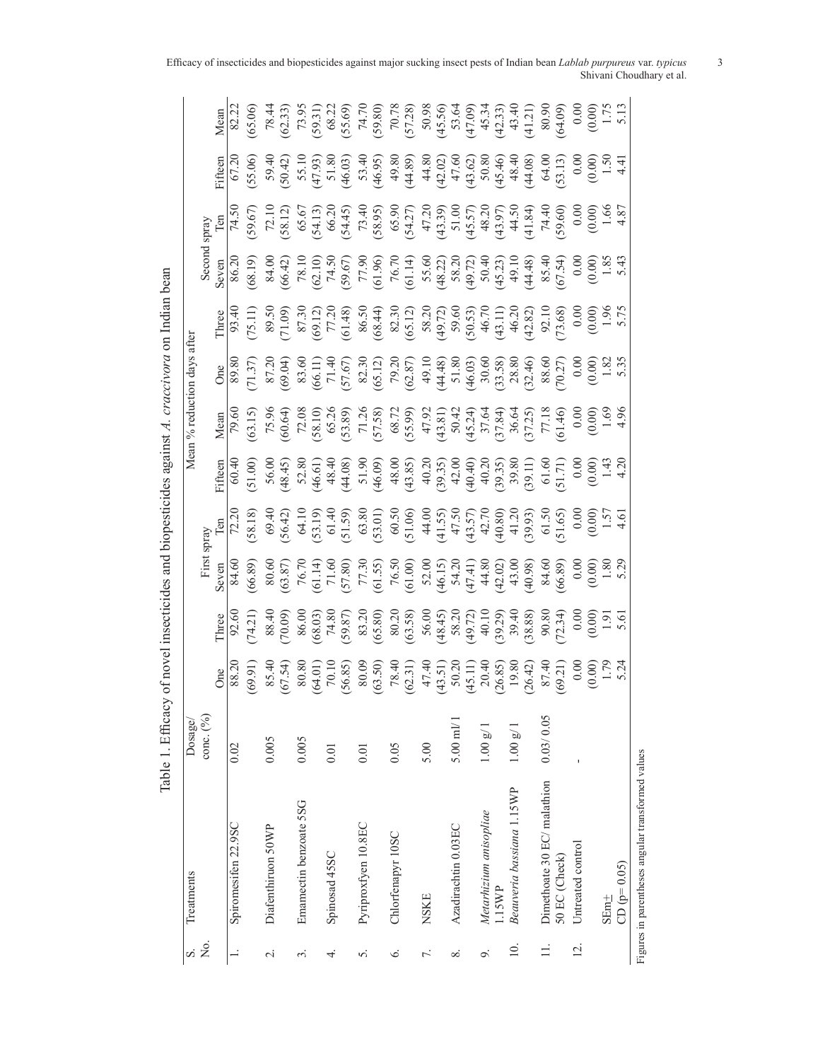Table 1. Efficacy of novel insecticides and biopesticides against *A. craccivora* on Indian bean

| S. No. | Treatments | Dosage/ conc. (%) | Mean % reduction days after | | | | | | | | | | | |
|---|---|---|---|---|---|---|---|---|---|---|---|---|---|---|
| | | | First spray | | | | | | Second spray | | | | | |
| | | | One | Three | Seven | Ten | Fifteen | Mean | One | Three | Seven | Ten | Fifteen | Mean |
| 1. | Spiromesifen 22.9SC | 0.02 | 88.20 (69.91) | 92.60 (74.21) | 84.60 (66.89) | 72.20 (58.18) | 60.40 (51.00) | 79.60 (63.15) | 89.80 (71.37) | 93.40 (75.11) | 86.20 (68.19) | 74.50 (59.67) | 67.20 (55.06) | 82.22 (65.06) |
| 2. | Diafenthiruon 50WP | 0.005 | 85.40 (67.54) | 88.40 (70.09) | 80.60 (63.87) | 69.40 (56.42) | 56.00 (48.45) | 75.96 (60.64) | 87.20 (69.04) | 89.50 (71.09) | 84.00 (66.42) | 72.10 (58.12) | 59.40 (50.42) | 78.44 (62.33) |
| 3. | Emamectin benzoate 5SG | 0.005 | 80.80 (64.01) | 86.00 (68.03) | 76.70 (61.14) | 64.10 (53.19) | 52.80 (46.61) | 72.08 (58.10) | 83.60 (66.11) | 87.30 (69.12) | 78.10 (62.10) | 65.67 (54.13) | 55.10 (47.93) | 73.95 (59.31) |
| 4. | Spinosad 45SC | 0.01 | 70.10 (56.85) | 74.80 (59.87) | 71.60 (57.80) | 61.40 (51.59) | 48.40 (44.08) | 65.26 (53.89) | 71.40 (57.67) | 77.20 (61.48) | 74.50 (59.67) | 66.20 (54.45) | 51.80 (46.03) | 68.22 (55.69) |
| 5. | Pyriproxfyen 10.8EC | 0.01 | 80.09 (63.50) | 83.20 (65.80) | 77.30 (61.55) | 63.80 (53.01) | 51.90 (46.09) | 71.26 (57.58) | 82.30 (65.12) | 86.50 (68.44) | 77.90 (61.96) | 73.40 (58.95) | 53.40 (46.95) | 74.70 (59.80) |
| 6. | Chlorfenapyr 10SC | 0.05 | 78.40 (62.31) | 80.20 (63.58) | 76.50 (61.00) | 60.50 (51.06) | 48.00 (43.85) | 68.72 (55.99) | 79.20 (62.87) | 82.30 (65.12) | 76.70 (61.14) | 65.90 (54.27) | 49.80 (44.89) | 70.78 (57.28) |
| 7. | NSKE | 5.00 | 47.40 (43.51) | 56.00 (48.45) | 52.00 (46.15) | 44.00 (41.55) | 40.20 (39.35) | 47.92 (43.81) | 49.10 (44.48) | 58.20 (49.72) | 55.60 (48.22) | 47.20 (43.39) | 44.80 (42.02) | 50.98 (45.56) |
| 8. | Azadirachtin 0.03EC | 5.00 ml/ l | 50.20 (45.11) | 58.20 (49.72) | 54.20 (47.41) | 47.50 (43.57) | 42.00 (40.40) | 50.42 (45.24) | 51.80 (46.03) | 59.60 (50.53) | 58.20 (49.72) | 51.00 (45.57) | 47.60 (43.62) | 53.64 (47.09) |
| 9. | *Metarhizium anisopliae* 1.15WP | 1.00 g/ l | 20.40 (26.85) | 40.10 (39.29) | 44.80 (42.02) | 42.70 (40.80) | 40.20 (39.35) | 37.64 (37.84) | 30.60 (33.58) | 46.70 (43.11) | 50.40 (45.23) | 48.20 (43.97) | 50.80 (45.46) | 45.34 (42.33) |
| 10. | *Beauveria bassiana* 1.15WP | 1.00 g/ l | 19.80 (26.42) | 39.40 (38.88) | 43.00 (40.98) | 41.20 (39.93) | 39.80 (39.11) | 36.64 (37.25) | 28.80 (32.46) | 46.20 (42.82) | 49.10 (44.48) | 44.50 (41.84) | 48.40 (44.08) | 43.40 (41.21) |
| 11. | Dimethoate 30 EC/ malathion 50 EC (Check) | 0.03/ 0.05 | 87.40 (69.21) | 90.80 (72.34) | 84.60 (66.89) | 61.50 (51.65) | 61.60 (51.71) | 77.18 (61.46) | 88.60 (70.27) | 92.10 (73.68) | 85.40 (67.54) | 74.40 (59.60) | 64.00 (53.13) | 80.90 (64.09) |
| 12. | Untreated control | - | 0.00 (0.00) | 0.00 (0.00) | 0.00 (0.00) | 0.00 (0.00) | 0.00 (0.00) | 0.00 (0.00) | 0.00 (0.00) | 0.00 (0.00) | 0.00 (0.00) | 0.00 (0.00) | 0.00 (0.00) | 0.00 (0.00) |
| | SEm± | | 1.79 | 1.91 | 1.80 | 1.57 | 1.43 | 1.69 | 1.82 | 1.96 | 1.85 | 1.66 | 1.50 | 1.75 |
| | CD (p= 0.05) | | 5.24 | 5.61 | 5.29 | 4.61 | 4.20 | 4.96 | 5.35 | 5.75 | 5.43 | 4.87 | 4.41 | 5.13 |

Figures in parentheses angular transformed values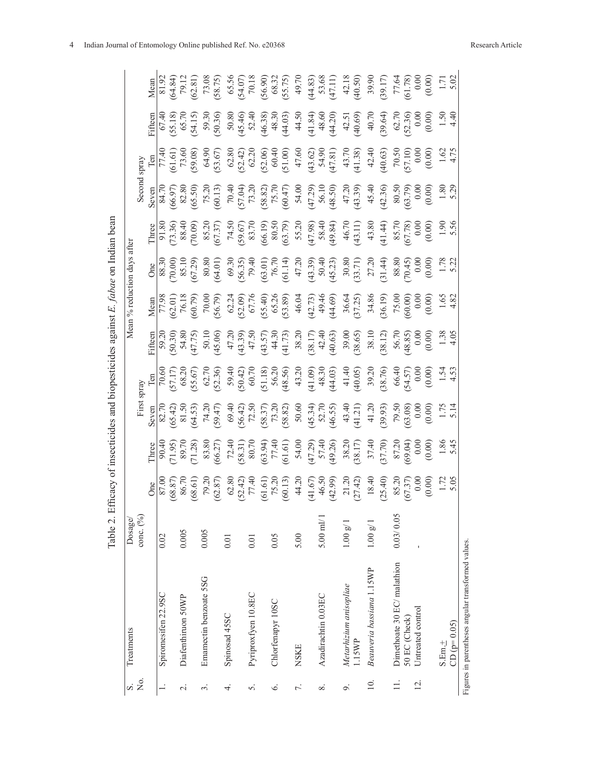Table 2. Efficacy of insecticides and biopesticides against *E. fabae* on Indian bean

| S. No. | Treatments | Dosage/ conc. (%) | Mean % reduction days after | | | | | | | | | | |
|---|---|---|---|---|---|---|---|---|---|---|---|---|---|
| | | | First spray | | | | | | Second spray | | | | | |
| | | | One | Three | Seven | Ten | Fifteen | Mean | One | Three | Seven | Ten | Fifteen | Mean |
| 1. | Spiromesifen 22.9SC | 0.02 | 87.00 (68.87) | 90.40 (71.95) | 82.70 (65.42) | 70.60 (57.17) | 59.20 (50.30) | 77.98 (62.01) | 88.30 (70.00) | 91.80 (73.36) | 84.70 (66.97) | 77.40 (61.61) | 67.40 (55.18) | 81.92 (64.84) |
| 2. | Diafenthiruon 50WP | 0.005 | 86.70 (68.61) | 89.70 (71.28) | 81.50 (64.53) | 68.20 (55.67) | 54.80 (47.75) | 76.18 (60.79) | 85.10 (67.29) | 88.40 (70.09) | 82.80 (65.50) | 73.60 (59.08) | 65.70 (54.15) | 79.12 (62.81) |
| 3. | Emamectin benzoate 5SG | 0.005 | 79.20 (62.87) | 83.80 (66.27) | 74.20 (59.47) | 62.70 (52.36) | 50.10 (45.06) | 70.00 (56.79) | 80.80 (64.01) | 85.20 (67.37) | 75.20 (60.13) | 64.90 (53.67) | 59.30 (50.36) | 73.08 (58.75) |
| 4. | Spinosad 45SC | 0.01 | 62.80 (52.42) | 72.40 (58.31) | 69.40 (56.42) | 59.40 (50.42) | 47.20 (43.39) | 62.24 (52.09) | 69.30 (56.35) | 74.50 (59.67) | 70.40 (57.04) | 62.80 (52.42) | 50.80 (45.46) | 65.56 (54.07) |
| 5. | Pyriproxfyen 10.8EC | 0.01 | 77.40 (61.61) | 80.70 (63.94) | 72.50 (58.37) | 60.70 (51.18) | 47.50 (43.57) | 67.76 (55.40) | 79.40 (63.01) | 83.70 (66.19) | 73.20 (58.82) | 62.20 (52.06) | 52.40 (46.38) | 70.18 (56.90) |
| 6. | Chlorfenapyr 10SC | 0.05 | 75.20 (60.13) | 77.40 (61.61) | 73.20 (58.82) | 56.20 (48.56) | 44.30 (41.73) | 65.26 (53.89) | 76.70 (61.14) | 80.50 (63.79) | 75.70 (60.47) | 60.40 (51.00) | 48.30 (44.03) | 68.32 (55.75) |
| 7. | NSKE | 5.00 | 44.20 (41.67) | 54.00 (47.29) | 50.60 (45.34) | 43.20 (41.09) | 38.20 (38.17) | 46.04 (42.73) | 47.20 (43.39) | 55.20 (47.98) | 54.00 (47.29) | 47.60 (43.62) | 44.50 (41.84) | 49.70 (44.83) |
| 8. | Azadirachtin 0.03EC | 5.00 ml/1 | 46.50 (42.99) | 57.40 (49.26) | 52.70 (46.55) | 48.30 (44.03) | 42.40 (40.63) | 49.46 (44.69) | 50.40 (45.23) | 58.40 (49.84) | 56.10 (48.50) | 54.90 (47.81) | 48.60 (44.20) | 53.68 (47.11) |
| 9. | *Metarhizium anisopliae* 1.15WP | 1.00 g/1 | 21.20 (27.42) | 38.20 (38.17) | 43.40 (41.21) | 41.40 (40.05) | 39.00 (38.65) | 36.64 (37.25) | 30.80 (33.71) | 46.70 (43.11) | 47.20 (43.39) | 43.70 (41.38) | 42.51 (40.69) | 42.18 (40.50) |
| 10. | *Beauveria bassiana* 1.15WP | 1.00 g/1 | 18.40 (25.40) | 37.40 (37.70) | 41.20 (39.93) | 39.20 (38.76) | 38.10 (38.12) | 34.86 (36.19) | 27.20 (31.44) | 43.80 (41.44) | 45.40 (42.36) | 42.40 (40.63) | 40.70 (39.64) | 39.90 (39.17) |
| 11. | Dimethoate 30 EC/ malathion 50 EC (Check) | 0.03/ 0.05 | 85.20 (67.37) | 87.20 (69.04) | 79.50 (63.08) | 66.40 (54.57) | 56.70 (48.85) | 75.00 (60.00) | 88.80 (70.45) | 85.70 (67.78) | 80.50 (63.79) | 70.50 (57.10) | 62.70 (52.36) | 77.64 (61.78) |
| 12. | Untreated control | - | 0.00 (0.00) | 0.00 (0.00) | 0.00 (0.00) | 0.00 (0.00) | 0.00 (0.00) | 0.00 (0.00) | 0.00 (0.00) | 0.00 (0.00) | 0.00 (0.00) | 0.00 (0.00) | 0.00 (0.00) | 0.00 (0.00) |
| | S.Em± | | 1.72 | 1.86 | 1.75 | 1.54 | 1.38 | 1.65 | 1.78 | 1.90 | 1.80 | 1.62 | 1.50 | 1.71 |
| | CD (p= 0.05) | | 5.05 | 5.45 | 5.14 | 4.53 | 4.05 | 4.82 | 5.22 | 5.56 | 5.29 | 4.75 | 4.40 | 5.02 |

Figures in parentheses angular transformed values.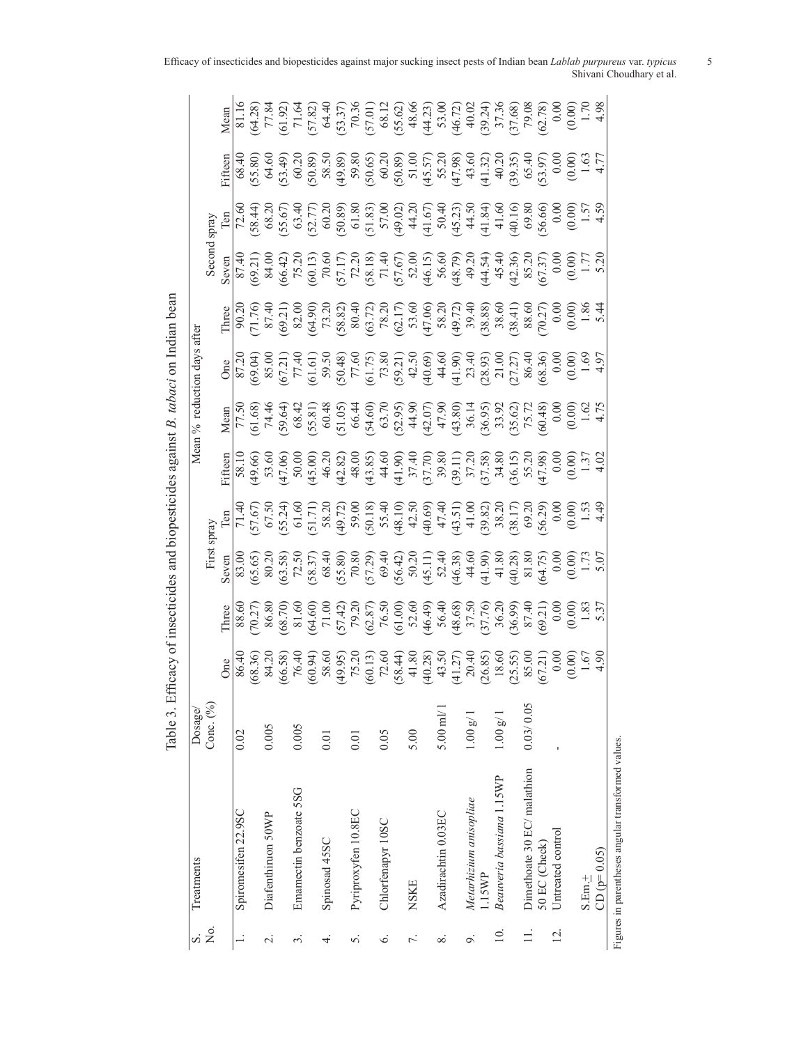Table 3. Efficacy of insecticides and biopesticides against *B. tabaci* on Indian bean

| S. No. | Treatments | Dosage/ Conc. (%) | Mean % reduction days after | | | | | | | | | | | |
|---|---|---|---|---|---|---|---|---|---|---|---|---|---|---|
| | | | First spray | | | | | | Second spray | | | | | |
| | | | One | Three | Seven | Ten | Fifteen | Mean | One | Three | Seven | Ten | Fifteen | Mean |
| 1. | Spiromesifen 22.9SC | 0.02 | 86.40 (68.36) | 88.60 (70.27) | 83.00 (65.65) | 71.40 (57.67) | 58.10 (49.66) | 77.50 (61.68) | 87.20 (69.04) | 90.20 (71.76) | 87.40 (69.21) | 72.60 (58.44) | 68.40 (55.80) | 81.16 (64.28) |
| 2. | Diafenthiuron 50WP | 0.005 | 84.20 (66.58) | 86.80 (68.70) | 80.20 (63.58) | 67.50 (55.24) | 53.60 (47.06) | 74.46 (59.64) | 85.00 (67.21) | 87.40 (69.21) | 84.00 (66.42) | 68.20 (55.67) | 64.60 (53.49) | 77.84 (61.92) |
| 3. | Emamectin benzoate 5SG | 0.005 | 76.40 (60.94) | 81.60 (64.60) | 72.50 (58.37) | 61.60 (51.71) | 50.00 (45.00) | 68.42 (55.81) | 77.40 (61.61) | 82.00 (64.90) | 75.20 (60.13) | 63.40 (52.77) | 60.20 (50.89) | 71.64 (57.82) |
| 4. | Spinosad 45SC | 0.01 | 58.60 (49.95) | 71.00 (57.42) | 68.40 (55.80) | 58.20 (49.72) | 46.20 (42.82) | 60.48 (51.05) | 59.50 (50.48) | 73.20 (58.82) | 70.60 (57.17) | 60.20 (50.89) | 58.50 (49.89) | 64.40 (53.37) |
| 5. | Pyriproxyfen 10.8EC | 0.01 | 75.20 (60.13) | 79.20 (62.87) | 70.80 (57.29) | 59.00 (50.18) | 48.00 (43.85) | 66.44 (54.60) | 77.60 (61.75) | 80.40 (63.72) | 72.20 (58.18) | 61.80 (51.83) | 59.80 (50.65) | 70.36 (57.01) |
| 6. | Chlorfenapyr 10SC | 0.05 | 72.60 (58.44) | 76.50 (61.00) | 69.40 (56.42) | 55.40 (48.10) | 44.60 (41.90) | 63.70 (52.95) | 73.80 (59.21) | 78.20 (62.17) | 71.40 (57.67) | 57.00 (49.02) | 60.20 (50.89) | 68.12 (55.62) |
| 7. | NSKE | 5.00 | 41.80 (40.28) | 52.60 (46.49) | 50.20 (45.11) | 42.50 (40.69) | 37.40 (37.70) | 44.90 (42.07) | 42.50 (40.69) | 53.60 (47.06) | 52.00 (46.15) | 44.20 (41.67) | 51.00 (45.57) | 48.66 (44.23) |
| 8. | Azadirachtin 0.03EC | 5.00 ml/1 | 43.50 (41.27) | 56.40 (48.68) | 52.40 (46.38) | 47.40 (43.51) | 39.80 (39.11) | 47.90 (43.80) | 44.60 (41.90) | 58.20 (49.72) | 56.60 (48.79) | 50.40 (45.23) | 55.20 (47.98) | 53.00 (46.72) |
| 9. | *Metarhizium anisopliae* 1.15WP | 1.00 g/1 | 20.40 (26.85) | 37.50 (37.76) | 44.60 (41.90) | 41.00 (39.82) | 37.20 (37.58) | 36.14 (36.95) | 23.40 (28.93) | 39.40 (38.88) | 49.20 (44.54) | 44.50 (41.84) | 43.60 (41.32) | 40.02 (39.24) |
| 10. | *Beauveria bassiana* 1.15WP | 1.00 g/1 | 18.60 (25.55) | 36.20 (36.99) | 41.80 (40.28) | 38.20 (38.17) | 34.80 (36.15) | 33.92 (35.62) | 21.00 (27.27) | 38.60 (38.41) | 45.40 (42.36) | 41.60 (40.16) | 40.20 (39.35) | 37.36 (37.68) |
| 11. | Dimethoate 30 EC/ malathion 50 EC (Check) | 0.03/ 0.05 | 85.00 (67.21) | 87.40 (69.21) | 81.80 (64.75) | 69.20 (56.29) | 55.20 (47.98) | 75.72 (60.48) | 86.40 (68.36) | 88.60 (70.27) | 85.20 (67.37) | 69.80 (56.66) | 65.40 (53.97) | 79.08 (62.78) |
| 12. | Untreated control | - | 0.00 (0.00) | 0.00 (0.00) | 0.00 (0.00) | 0.00 (0.00) | 0.00 (0.00) | 0.00 (0.00) | 0.00 (0.00) | 0.00 (0.00) | 0.00 (0.00) | 0.00 (0.00) | 0.00 (0.00) | 0.00 (0.00) |
| | S.Em.± | | 1.67 | 1.83 | 1.73 | 1.53 | 1.37 | 1.62 | 1.69 | 1.86 | 1.77 | 1.57 | 1.63 | 1.70 |
| | CD (p= 0.05) | | 4.90 | 5.37 | 5.07 | 4.49 | 4.02 | 4.75 | 4.97 | 5.44 | 5.20 | 4.59 | 4.77 | 4.98 |

Figures in parentheses angular transformed values.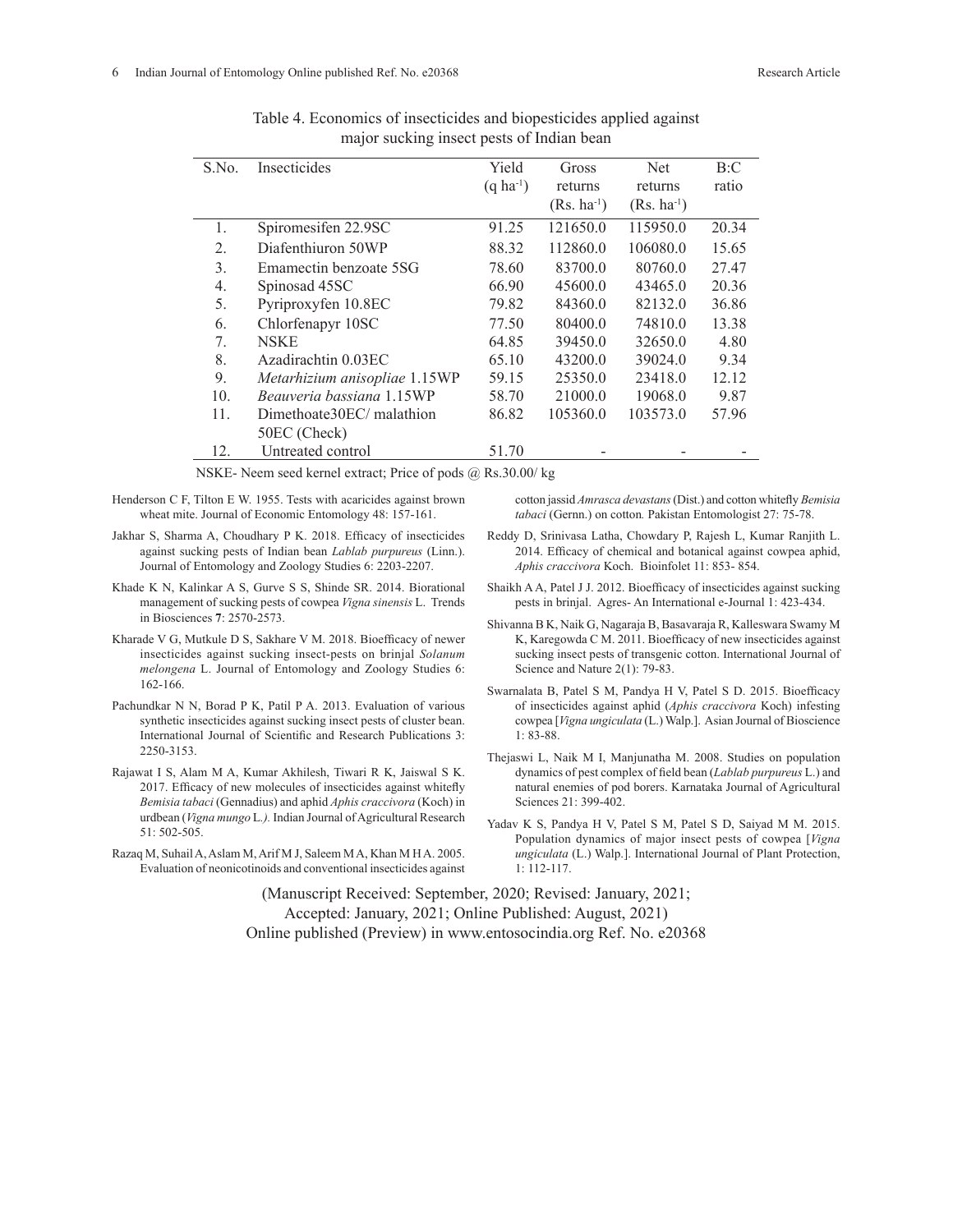Table 4. Economics of insecticides and biopesticides applied against major sucking insect pests of Indian bean

| S.No. | Insecticides | Yield (q ha$^{-1}$) | Gross returns (Rs. ha$^{-1}$) | Net returns (Rs. ha$^{-1}$) | B:C ratio |
|---|---|---|---|---|---|
| 1. | Spiromesifen 22.9SC | 91.25 | 121650.0 | 115950.0 | 20.34 |
| 2. | Diafenthiuron 50WP | 88.32 | 112860.0 | 106080.0 | 15.65 |
| 3. | Emamectin benzoate 5SG | 78.60 | 83700.0 | 80760.0 | 27.47 |
| 4. | Spinosad 45SC | 66.90 | 45600.0 | 43465.0 | 20.36 |
| 5. | Pyriproxyfen 10.8EC | 79.82 | 84360.0 | 82132.0 | 36.86 |
| 6. | Chlorfenapyr 10SC | 77.50 | 80400.0 | 74810.0 | 13.38 |
| 7. | NSKE | 64.85 | 39450.0 | 32650.0 | 4.80 |
| 8. | Azadirachtin 0.03EC | 65.10 | 43200.0 | 39024.0 | 9.34 |
| 9. | *Metarhizium anisopliae* 1.15WP | 59.15 | 25350.0 | 23418.0 | 12.12 |
| 10. | *Beauveria bassiana* 1.15WP | 58.70 | 21000.0 | 19068.0 | 9.87 |
| 11. | Dimethoate30EC/ malathion 50EC (Check) | 86.82 | 105360.0 | 103573.0 | 57.96 |
| 12. | Untreated control | 51.70 | - | - | - |

NSKE- Neem seed kernel extract; Price of pods @ Rs.30.00/ kg

Henderson C F, Tilton E W. 1955. Tests with acaricides against brown wheat mite. Journal of Economic Entomology 48: 157-161.

Jakhar S, Sharma A, Choudhary P K. 2018. Efficacy of insecticides against sucking pests of Indian bean *Lablab purpureus* (Linn.). Journal of Entomology and Zoology Studies 6: 2203-2207.

Khade K N, Kalinkar A S, Gurve S S, Shinde SR. 2014. Biorational management of sucking pests of cowpea *Vigna sinensis* L. Trends in Biosciences **7**: 2570-2573.

Kharade V G, Mutkule D S, Sakhare V M. 2018. Bioefficacy of newer insecticides against sucking insect-pests on brinjal *Solanum melongena* L. Journal of Entomology and Zoology Studies 6: 162-166.

Pachundkar N N, Borad P K, Patil P A. 2013. Evaluation of various synthetic insecticides against sucking insect pests of cluster bean. International Journal of Scientific and Research Publications 3: 2250-3153.

Rajawat I S, Alam M A, Kumar Akhilesh, Tiwari R K, Jaiswal S K. 2017. Efficacy of new molecules of insecticides against whitefly *Bemisia tabaci* (Gennadius) and aphid *Aphis craccivora* (Koch) in urdbean (*Vigna mungo* L.*).* Indian Journal of Agricultural Research 51: 502-505.

Razaq M, Suhail A, Aslam M, Arif M J, Saleem M A, Khan M H A. 2005. Evaluation of neonicotinoids and conventional insecticides against cotton jassid *Amrasca devastans* (Dist.) and cotton whitefly *Bemisia tabaci* (Gernn.) on cotton*.* Pakistan Entomologist 27: 75-78.

Reddy D, Srinivasa Latha, Chowdary P, Rajesh L, Kumar Ranjith L. 2014. Efficacy of chemical and botanical against cowpea aphid, *Aphis craccivora* Koch. Bioinfolet 11: 853- 854.

Shaikh A A, Patel J J. 2012. Bioefficacy of insecticides against sucking pests in brinjal. Agres- An International e-Journal 1: 423-434.

Shivanna B K, Naik G, Nagaraja B, Basavaraja R, Kalleswara Swamy M K, Karegowda C M. 2011. Bioefficacy of new insecticides against sucking insect pests of transgenic cotton. International Journal of Science and Nature 2(1): 79-83.

Swarnalata B, Patel S M, Pandya H V, Patel S D. 2015. Bioefficacy of insecticides against aphid (*Aphis craccivora* Koch) infesting cowpea [*Vigna ungiculata* (L.) Walp.]. Asian Journal of Bioscience 1: 83-88.

Thejaswi L, Naik M I, Manjunatha M. 2008. Studies on population dynamics of pest complex of field bean (*Lablab purpureus* L.) and natural enemies of pod borers. Karnataka Journal of Agricultural Sciences 21: 399-402.

Yadav K S, Pandya H V, Patel S M, Patel S D, Saiyad M M. 2015. Population dynamics of major insect pests of cowpea [*Vigna ungiculata* (L.) Walp.]. International Journal of Plant Protection, 1: 112-117.

(Manuscript Received: September, 2020; Revised: January, 2021; Accepted: January, 2021; Online Published: August, 2021)
Online published (Preview) in www.entosocindia.org Ref. No. e20368